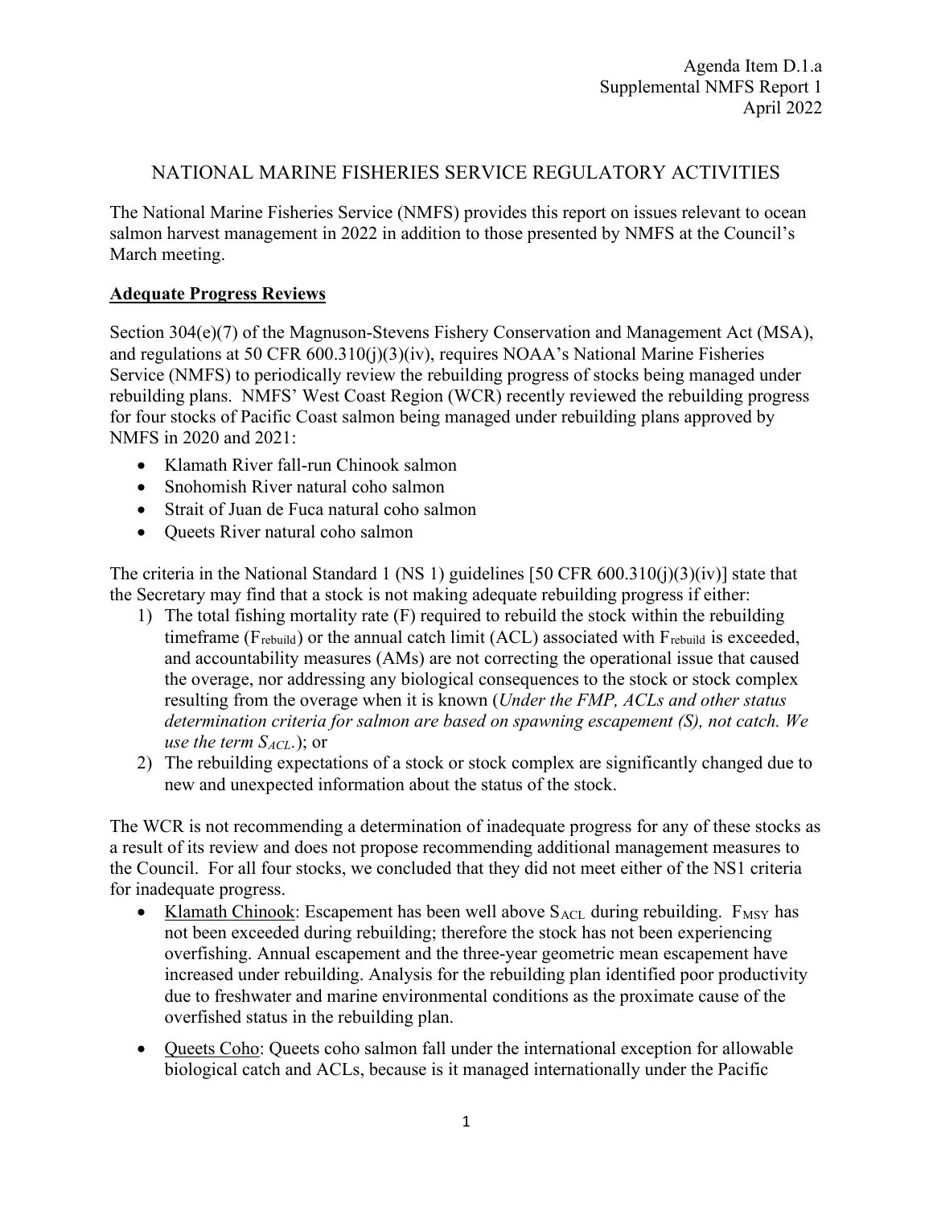Agenda Item D.1.a
Supplemental NMFS Report 1
April 2022

# NATIONAL MARINE FISHERIES SERVICE REGULATORY ACTIVITIES

The National Marine Fisheries Service (NMFS) provides this report on issues relevant to ocean salmon harvest management in 2022 in addition to those presented by NMFS at the Council's March meeting.

## Adequate Progress Reviews

Section 304(e)(7) of the Magnuson-Stevens Fishery Conservation and Management Act (MSA), and regulations at 50 CFR 600.310(j)(3)(iv), requires NOAA's National Marine Fisheries Service (NMFS) to periodically review the rebuilding progress of stocks being managed under rebuilding plans. NMFS' West Coast Region (WCR) recently reviewed the rebuilding progress for four stocks of Pacific Coast salmon being managed under rebuilding plans approved by NMFS in 2020 and 2021:

- Klamath River fall-run Chinook salmon
- Snohomish River natural coho salmon
- Strait of Juan de Fuca natural coho salmon
- Queets River natural coho salmon

The criteria in the National Standard 1 (NS 1) guidelines [50 CFR 600.310(j)(3)(iv)] state that the Secretary may find that a stock is not making adequate rebuilding progress if either:

1) The total fishing mortality rate (F) required to rebuild the stock within the rebuilding timeframe ($F_{rebuild}$) or the annual catch limit (ACL) associated with $F_{rebuild}$ is exceeded, and accountability measures (AMs) are not correcting the operational issue that caused the overage, nor addressing any biological consequences to the stock or stock complex resulting from the overage when it is known (*Under the FMP, ACLs and other status determination criteria for salmon are based on spawning escapement (S), not catch. We use the term $S_{ACL}$.*); or
2) The rebuilding expectations of a stock or stock complex are significantly changed due to new and unexpected information about the status of the stock.

The WCR is not recommending a determination of inadequate progress for any of these stocks as a result of its review and does not propose recommending additional management measures to the Council. For all four stocks, we concluded that they did not meet either of the NS1 criteria for inadequate progress.

- Klamath Chinook: Escapement has been well above $S_{ACL}$ during rebuilding. $F_{MSY}$ has not been exceeded during rebuilding; therefore the stock has not been experiencing overfishing. Annual escapement and the three-year geometric mean escapement have increased under rebuilding. Analysis for the rebuilding plan identified poor productivity due to freshwater and marine environmental conditions as the proximate cause of the overfished status in the rebuilding plan.
- Queets Coho: Queets coho salmon fall under the international exception for allowable biological catch and ACLs, because is it managed internationally under the Pacific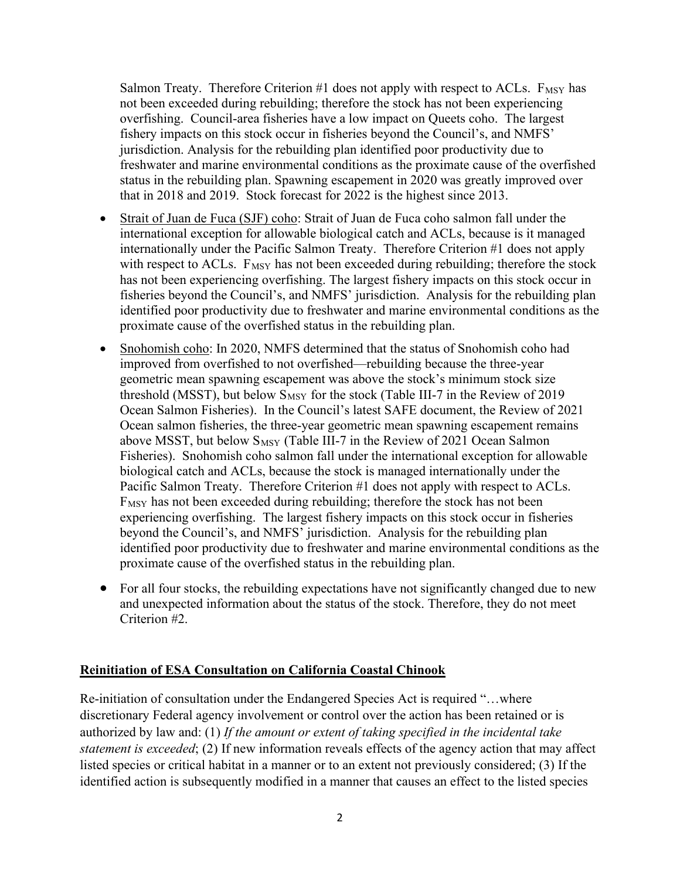Salmon Treaty. Therefore Criterion #1 does not apply with respect to ACLs. $F_{MSY}$ has not been exceeded during rebuilding; therefore the stock has not been experiencing overfishing. Council-area fisheries have a low impact on Queets coho. The largest fishery impacts on this stock occur in fisheries beyond the Council's, and NMFS' jurisdiction. Analysis for the rebuilding plan identified poor productivity due to freshwater and marine environmental conditions as the proximate cause of the overfished status in the rebuilding plan. Spawning escapement in 2020 was greatly improved over that in 2018 and 2019. Stock forecast for 2022 is the highest since 2013.

- <u>Strait of Juan de Fuca (SJF) coho</u>: Strait of Juan de Fuca coho salmon fall under the international exception for allowable biological catch and ACLs, because is it managed internationally under the Pacific Salmon Treaty. Therefore Criterion #1 does not apply with respect to ACLs. $F_{MSY}$ has not been exceeded during rebuilding; therefore the stock has not been experiencing overfishing. The largest fishery impacts on this stock occur in fisheries beyond the Council's, and NMFS' jurisdiction. Analysis for the rebuilding plan identified poor productivity due to freshwater and marine environmental conditions as the proximate cause of the overfished status in the rebuilding plan.
- <u>Snohomish coho</u>: In 2020, NMFS determined that the status of Snohomish coho had improved from overfished to not overfished—rebuilding because the three-year geometric mean spawning escapement was above the stock's minimum stock size threshold (MSST), but below $S_{MSY}$ for the stock (Table III-7 in the Review of 2019 Ocean Salmon Fisheries). In the Council's latest SAFE document, the Review of 2021 Ocean salmon fisheries, the three-year geometric mean spawning escapement remains above MSST, but below $S_{MSY}$ (Table III-7 in the Review of 2021 Ocean Salmon Fisheries). Snohomish coho salmon fall under the international exception for allowable biological catch and ACLs, because the stock is managed internationally under the Pacific Salmon Treaty. Therefore Criterion #1 does not apply with respect to ACLs. $F_{MSY}$ has not been exceeded during rebuilding; therefore the stock has not been experiencing overfishing. The largest fishery impacts on this stock occur in fisheries beyond the Council's, and NMFS' jurisdiction. Analysis for the rebuilding plan identified poor productivity due to freshwater and marine environmental conditions as the proximate cause of the overfished status in the rebuilding plan.
- For all four stocks, the rebuilding expectations have not significantly changed due to new and unexpected information about the status of the stock. Therefore, they do not meet Criterion #2.

## **<u>Reinitiation of ESA Consultation on California Coastal Chinook</u>**

Re-initiation of consultation under the Endangered Species Act is required "…where discretionary Federal agency involvement or control over the action has been retained or is authorized by law and: (1) *If the amount or extent of taking specified in the incidental take statement is exceeded*; (2) If new information reveals effects of the agency action that may affect listed species or critical habitat in a manner or to an extent not previously considered; (3) If the identified action is subsequently modified in a manner that causes an effect to the listed species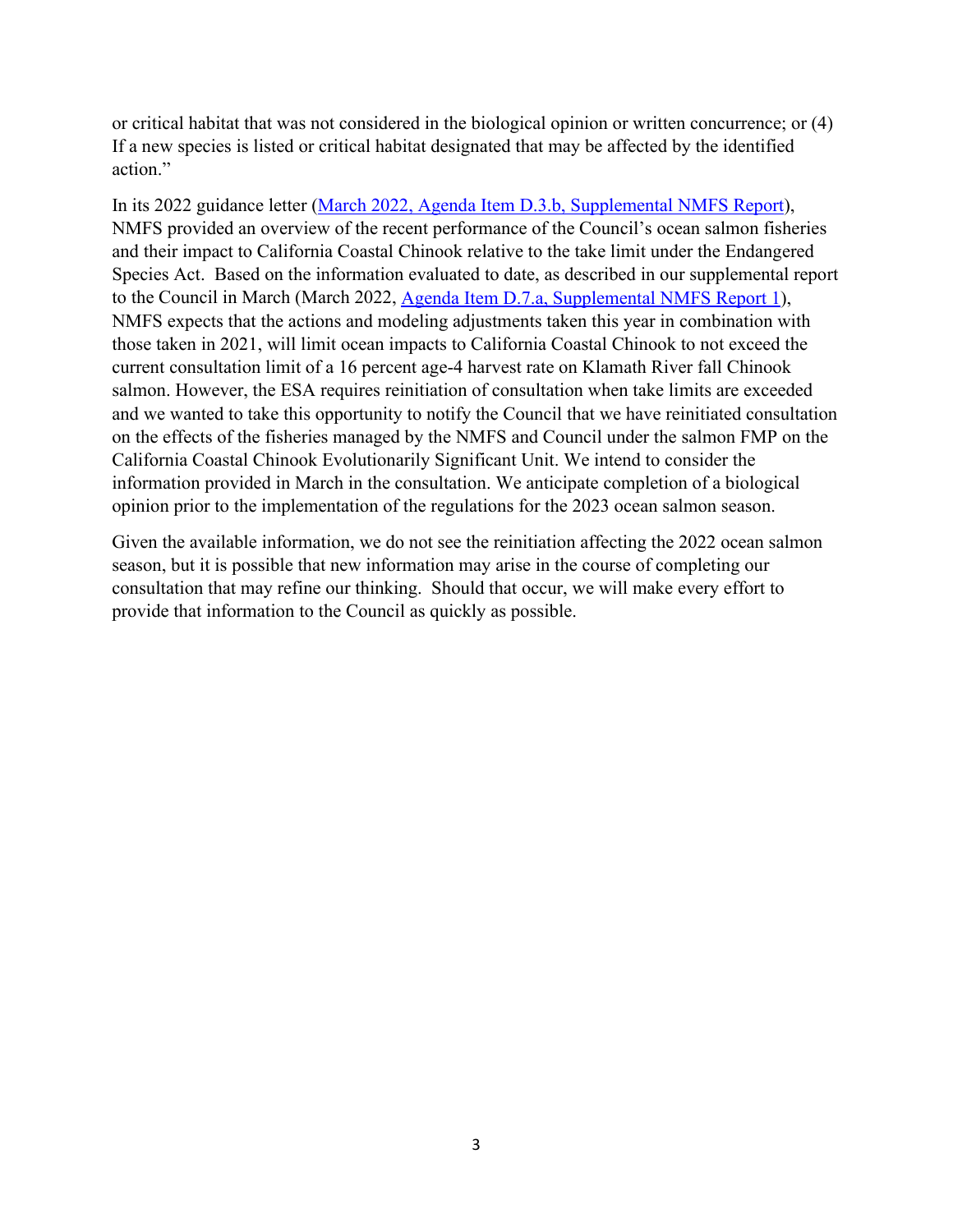or critical habitat that was not considered in the biological opinion or written concurrence; or (4) If a new species is listed or critical habitat designated that may be affected by the identified action."

In its 2022 guidance letter ([March 2022, Agenda Item D.3.b, Supplemental NMFS Report]), NMFS provided an overview of the recent performance of the Council's ocean salmon fisheries and their impact to California Coastal Chinook relative to the take limit under the Endangered Species Act. Based on the information evaluated to date, as described in our supplemental report to the Council in March (March 2022, [Agenda Item D.7.a, Supplemental NMFS Report 1]), NMFS expects that the actions and modeling adjustments taken this year in combination with those taken in 2021, will limit ocean impacts to California Coastal Chinook to not exceed the current consultation limit of a 16 percent age-4 harvest rate on Klamath River fall Chinook salmon. However, the ESA requires reinitiation of consultation when take limits are exceeded and we wanted to take this opportunity to notify the Council that we have reinitiated consultation on the effects of the fisheries managed by the NMFS and Council under the salmon FMP on the California Coastal Chinook Evolutionarily Significant Unit. We intend to consider the information provided in March in the consultation. We anticipate completion of a biological opinion prior to the implementation of the regulations for the 2023 ocean salmon season.

Given the available information, we do not see the reinitiation affecting the 2022 ocean salmon season, but it is possible that new information may arise in the course of completing our consultation that may refine our thinking. Should that occur, we will make every effort to provide that information to the Council as quickly as possible.